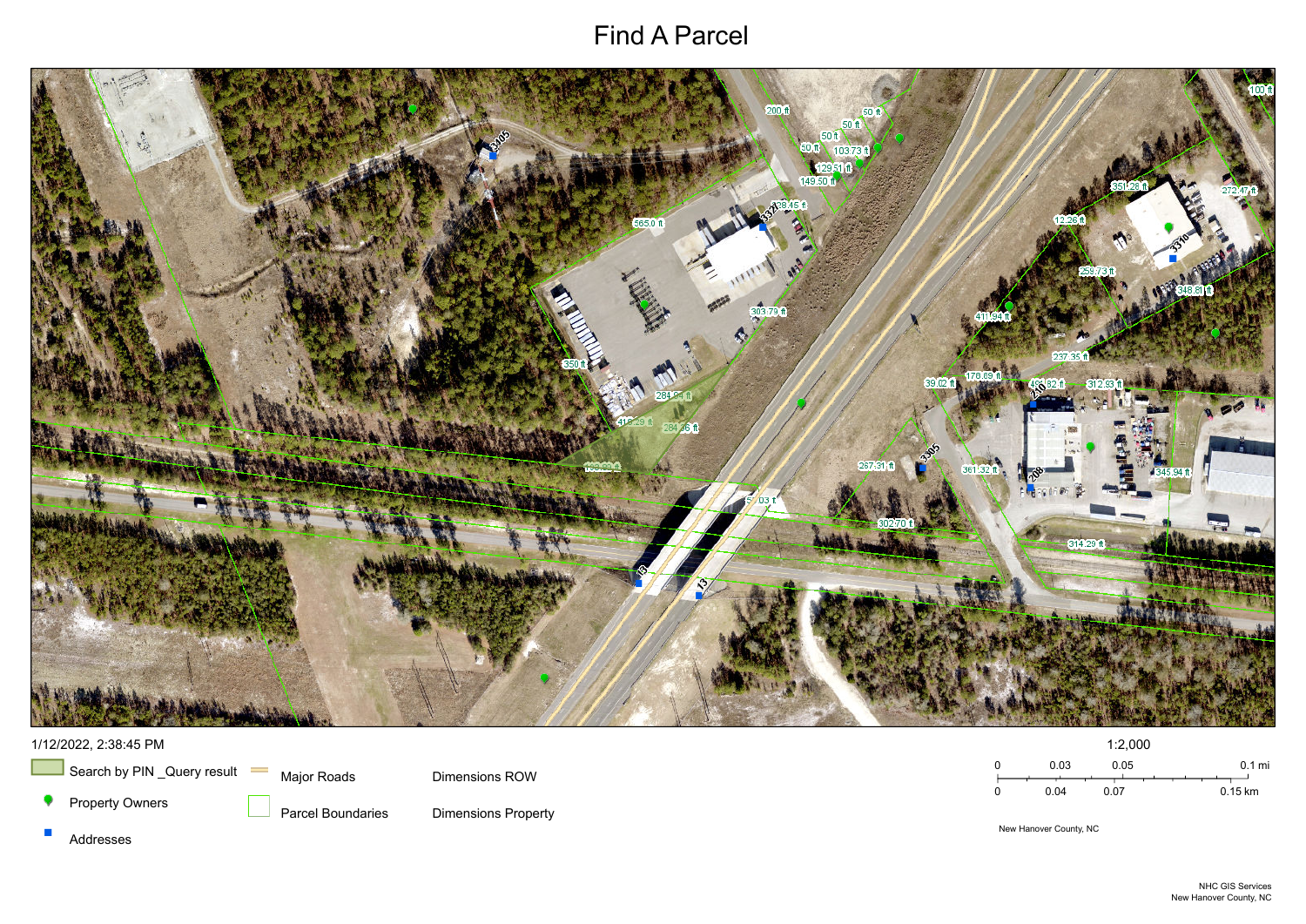# Find A Parcel

1/12/2022, 2:38:45 PM

- Search by PIN _Query result
- Property Owners
- Addresses
- Major Roads
- Parcel Boundaries
- Dimensions ROW
- Dimensions Property

1:2,000

0 | 0.03 | 0.05 | 0.1 mi

0 | 0.04 | 0.07 | 0.15 km

New Hanover County, NC

NHC GIS Services
New Hanover County, NC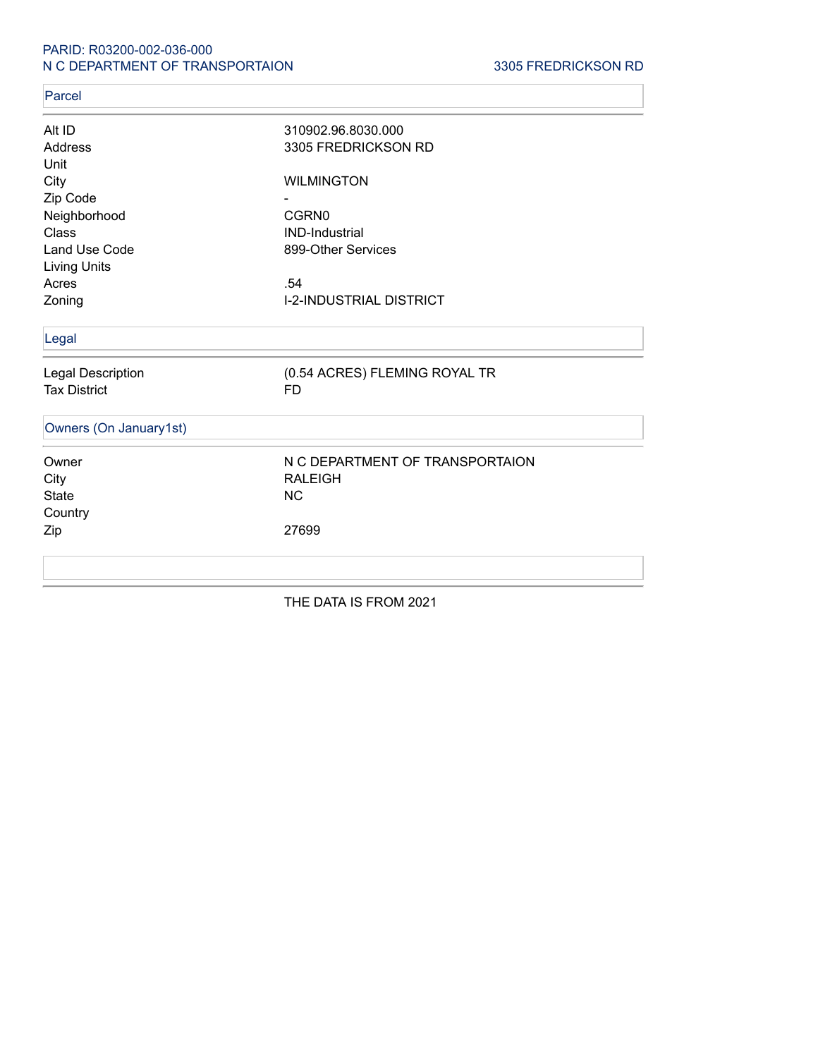PARID: R03200-002-036-000
N C DEPARTMENT OF TRANSPORTAION

3305 FREDRICKSON RD

## Parcel

| | |
|---|---|
| Alt ID | 310902.96.8030.000 |
| Address | 3305 FREDRICKSON RD |
| Unit | |
| City | WILMINGTON |
| Zip Code | - |
| Neighborhood | CGRN0 |
| Class | IND-Industrial |
| Land Use Code | 899-Other Services |
| Living Units | |
| Acres | .54 |
| Zoning | I-2-INDUSTRIAL DISTRICT |

## Legal

| | |
|---|---|
| Legal Description | (0.54 ACRES) FLEMING ROYAL TR |
| Tax District | FD |

## Owners (On January1st)

| | |
|---|---|
| Owner | N C DEPARTMENT OF TRANSPORTAION |
| City | RALEIGH |
| State | NC |
| Country | |
| Zip | 27699 |

THE DATA IS FROM 2021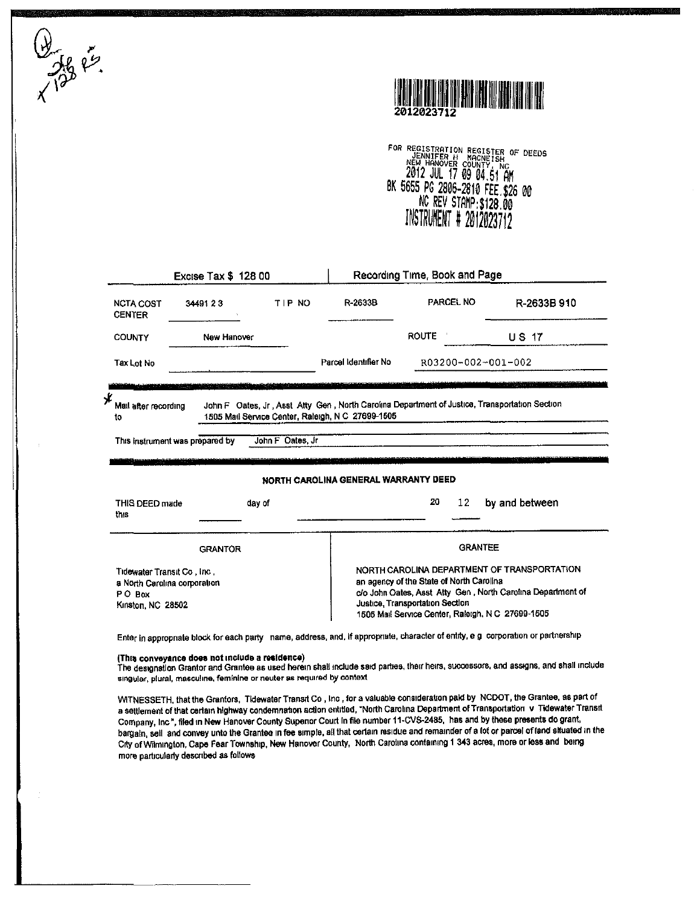2012023712

FOR REGISTRATION REGISTER OF DEEDS
JENNIFER H MACNEISH
NEW HANOVER COUNTY, NC
2012 JUL 17 09 04.51 AM
BK 5655 PG 2806-2810 FEE $26 00
NC REV STAMP:$128.00
INSTRUMENT # 2012023712

| Excise Tax $ 128 00 | | | Recording Time, Book and Page | | |
|---|---|---|---|---|---|
| NCTA COST CENTER | 34491 2 3 | T I P NO | R-2633B | PARCEL NO | R-2633B 910 |
| COUNTY | New Hanover | | | ROUTE | U S 17 |
| Tax Lot No | | | Parcel Identifier No | R03200-002-001-002 | |

Mail after recording to John F Oates, Jr , Asst Atty Gen , North Carolina Department of Justice, Transportation Section 1505 Mail Service Center, Raleigh, N C 27699-1505

This instrument was prepared by John F Oates, Jr

## NORTH CAROLINA GENERAL WARRANTY DEED

THIS DEED made this ______ day of ______________ 20 12 by and between

| GRANTOR | GRANTEE |
|---|---|
| Tidewater Transit Co , Inc , a North Carolina corporation P O Box Kinston, NC 28502 | NORTH CAROLINA DEPARTMENT OF TRANSPORTATION an agency of the State of North Carolina c/o John Oates, Asst Atty Gen , North Carolina Department of Justice, Transportation Section 1505 Mail Service Center, Raleigh, N C 27699-1505 |

Enter in appropriate block for each party name, address, and, if appropriate, character of entity, e g corporation or partnership

**(This conveyance does not include a residence)**
The designation Grantor and Grantee as used herein shall include said parties, their heirs, successors, and assigns, and shall include singular, plural, masculine, feminine or neuter as required by context

WITNESSETH, that the Grantors, Tidewater Transit Co , Inc , for a valuable consideration paid by NCDOT, the Grantee, as part of a settlement of that certain highway condemnation action entitled, "North Carolina Department of Transportation v Tidewater Transit Company, Inc ", filed in New Hanover County Superior Court in file number 11-CVS-2485, has and by these presents do grant, bargain, sell and convey unto the Grantee in fee simple, all that certain residue and remainder of a lot or parcel of land situated in the City of Wilmington, Cape Fear Township, New Hanover County, North Carolina containing 1 343 acres, more or less and being more particularly described as follows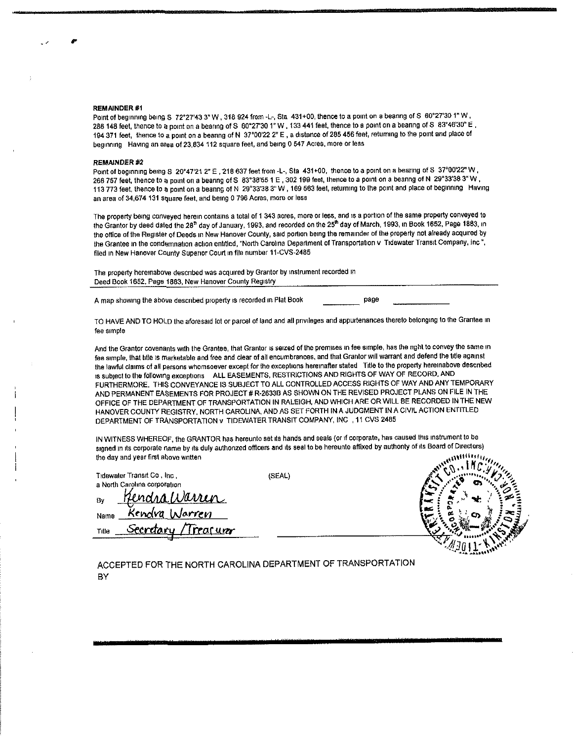**REMAINDER #1**

Point of beginning being S 72°27'43 3" W, 318 924 from -L-, Sta 431+00, thence to a point on a bearing of S 60°27'30 1" W, 286 148 feet, thence to a point on a bearing of S 60°27'30 1" W, 133 441 feet, thence to a point on a bearing of S 83°46'30" E, 194 371 feet, thence to a point on a bearing of N 37°00'22 2" E, a distance of 285 456 feet, returning to the point and place of beginning Having an area of 23,834 112 square feet, and being 0 547 Acres, more or less

**REMAINDER #2**

Point of beginning being S 20°47'21 2" E, 218 637 feet from -L-, Sta 431+00, thence to a point on a bearing of S 37°00'22" W, 266 757 feet, thence to a point on a bearing of S 83°38'55 1 E, 302 199 feet, thence to a point on a bearing of N 29°33'38 3" W, 113 773 feet, thence to a point on a bearing of N 29°33'38 3" W, 169 563 feet, returning to the point and place of beginning Having an area of 34,674 131 square feet, and being 0 796 Acres, more or less

The property being conveyed herein contains a total of 1 343 acres, more or less, and is a portion of the same property conveyed to the Grantor by deed dated the 28th day of January, 1993, and recorded on the 25th day of March, 1993, in Book 1652, Page 1883, in the office of the Register of Deeds in New Hanover County, said portion being the remainder of the property not already acquired by the Grantee in the condemnation action entitled, "North Carolina Department of Transportation v Tidewater Transit Company, Inc ", filed in New Hanover County Superior Court in file number 11-CVS-2485

The property hereinabove described was acquired by Grantor by instrument recorded in Deed Book 1652, Page 1883, New Hanover County Registry

A map showing the above described property is recorded in Plat Book __________ page __________

TO HAVE AND TO HOLD the aforesaid lot or parcel of land and all privileges and appurtenances thereto belonging to the Grantee in fee simple

And the Grantor covenants with the Grantee, that Grantor is seized of the premises in fee simple, has the right to convey the same in fee simple, that title is marketable and free and clear of all encumbrances, and that Grantor will warrant and defend the title against the lawful claims of all persons whomsoever except for the exceptions hereinafter stated Title to the property hereinabove described is subject to the following exceptions ALL EASEMENTS, RESTRICTIONS AND RIGHTS OF WAY OF RECORD, AND FURTHERMORE, THIS CONVEYANCE IS SUBJECT TO ALL CONTROLLED ACCESS RIGHTS OF WAY AND ANY TEMPORARY AND PERMANENT EASEMENTS FOR PROJECT # R-2633B AS SHOWN ON THE REVISED PROJECT PLANS ON FILE IN THE OFFICE OF THE DEPARTMENT OF TRANSPORTATION IN RALEIGH, AND WHICH ARE OR WILL BE RECORDED IN THE NEW HANOVER COUNTY REGISTRY, NORTH CAROLINA, AND AS SET FORTH IN A JUDGMENT IN A CIVIL ACTION ENTITLED DEPARTMENT OF TRANSPORTATION v TIDEWATER TRANSIT COMPANY, INC , 11 CVS 2485

IN WITNESS WHEREOF, the GRANTOR has hereunto set its hands and seals (or if corporate, has caused this instrument to be signed in its corporate name by its duly authorized officers and its seal to be hereunto affixed by authority of its Board of Directors) the day and year first above written

Tidewater Transit Co , Inc ,
a North Carolina corporation (SEAL)

By *Kendra Warren*

Name *Kendra Warren*

Title *Secretary /Treasurer*

[Corporate seal: TIDEWATER TRANSIT CO., INC. — INCORPORATED 1994 — KINSTON, N.C.]

ACCEPTED FOR THE NORTH CAROLINA DEPARTMENT OF TRANSPORTATION
BY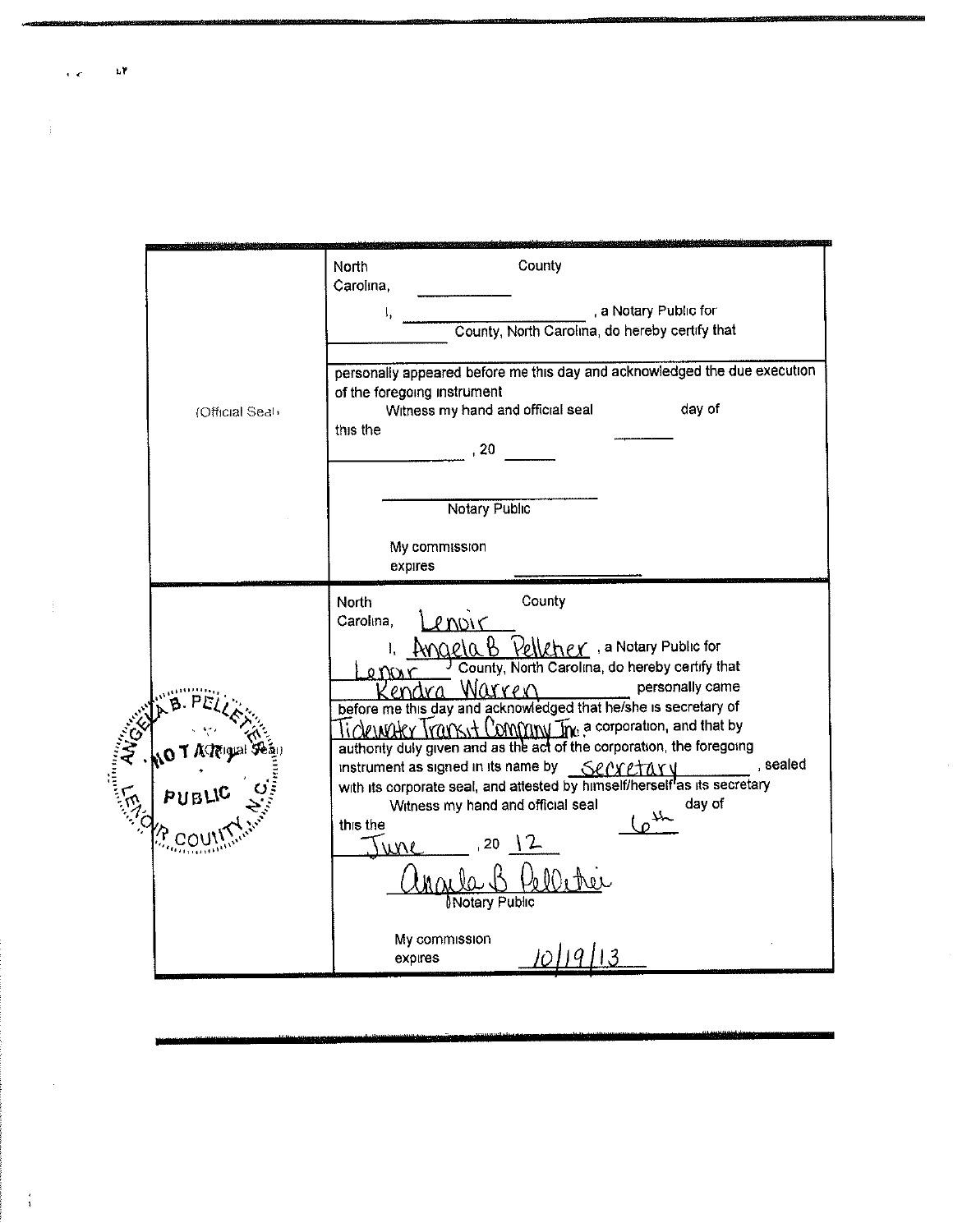| | |
|---|---|
| (Official Seal) | North Carolina, ________ County<br><br>I, ____________________, a Notary Public for ____________ County, North Carolina, do hereby certify that ____________________<br><br>personally appeared before me this day and acknowledged the due execution of the foregoing instrument<br><br>Witness my hand and official seal this the ______ day of ____________, 20 ______<br><br>____________________<br>Notary Public<br><br>My commission expires ____________ |
| ANGELA B. PELLETIER NOTARY PUBLIC LENOIR COUNTY, N.C. (Official Seal) | North Carolina, Lenoir County<br><br>I, Angela B Pelletier, a Notary Public for Lenoir County, North Carolina, do hereby certify that Kendra Warren personally came before me this day and acknowledged that he/she is secretary of Tidewater Transit Company Inc, a corporation, and that by authority duly given and as the act of the corporation, the foregoing instrument as signed in its name by Secretary, sealed with its corporate seal, and attested by himself/herself as its secretary<br><br>Witness my hand and official seal this the 6th day of June, 20 12<br><br>Angela B Pelletier<br>Notary Public<br><br>My commission expires 10/19/13 |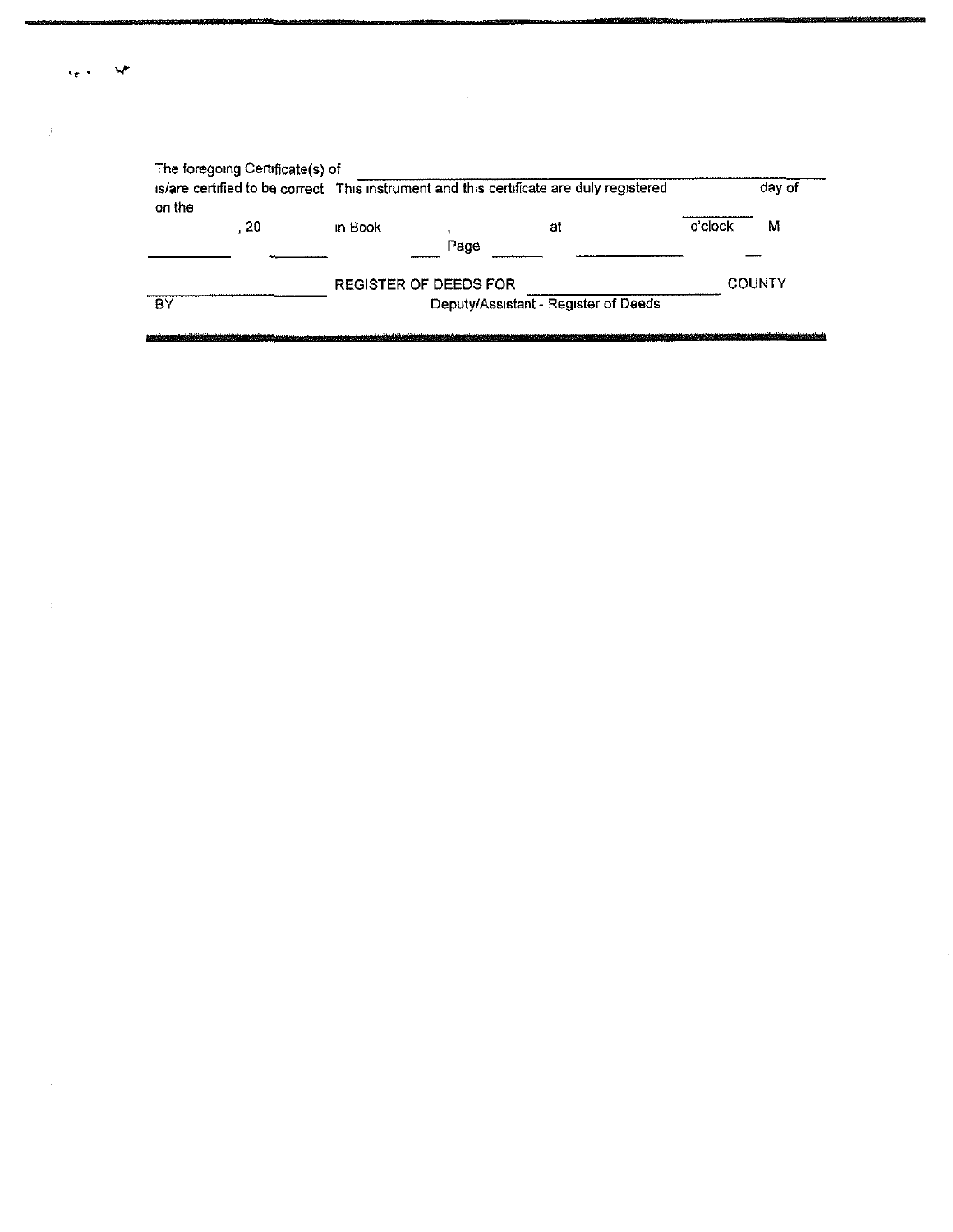The foregoing Certificate(s) of ______________________________

is/are certified to be correct This instrument and this certificate are duly registered ________ day of

on the

________ , 20 ______ in Book ______ , Page ______ at ____________ o'clock ___ M

______________________ REGISTER OF DEEDS FOR ______________________ COUNTY

BY Deputy/Assistant - Register of Deeds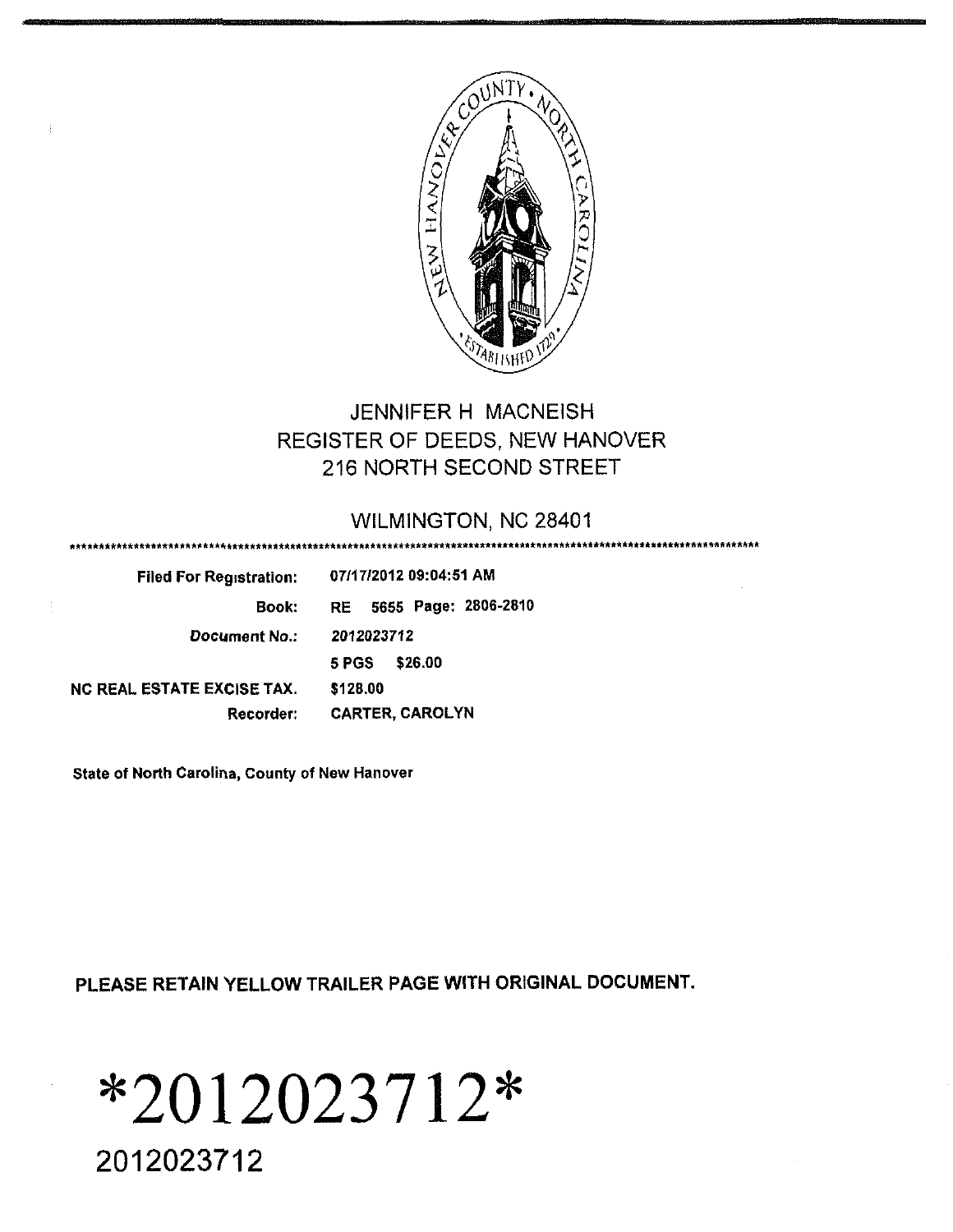JENNIFER H MACNEISH
REGISTER OF DEEDS, NEW HANOVER
216 NORTH SECOND STREET

WILMINGTON, NC 28401

************************************************************************************************************

| | |
|---|---|
| **Filed For Registration:** | **07/17/2012 09:04:51 AM** |
| **Book:** | **RE 5655 Page: 2806-2810** |
| **Document No.:** | **2012023712** |
| | **5 PGS $26.00** |
| **NC REAL ESTATE EXCISE TAX.** | **$128.00** |
| **Recorder:** | **CARTER, CAROLYN** |

**State of North Carolina, County of New Hanover**

**PLEASE RETAIN YELLOW TRAILER PAGE WITH ORIGINAL DOCUMENT.**

*2012023712*

2012023712